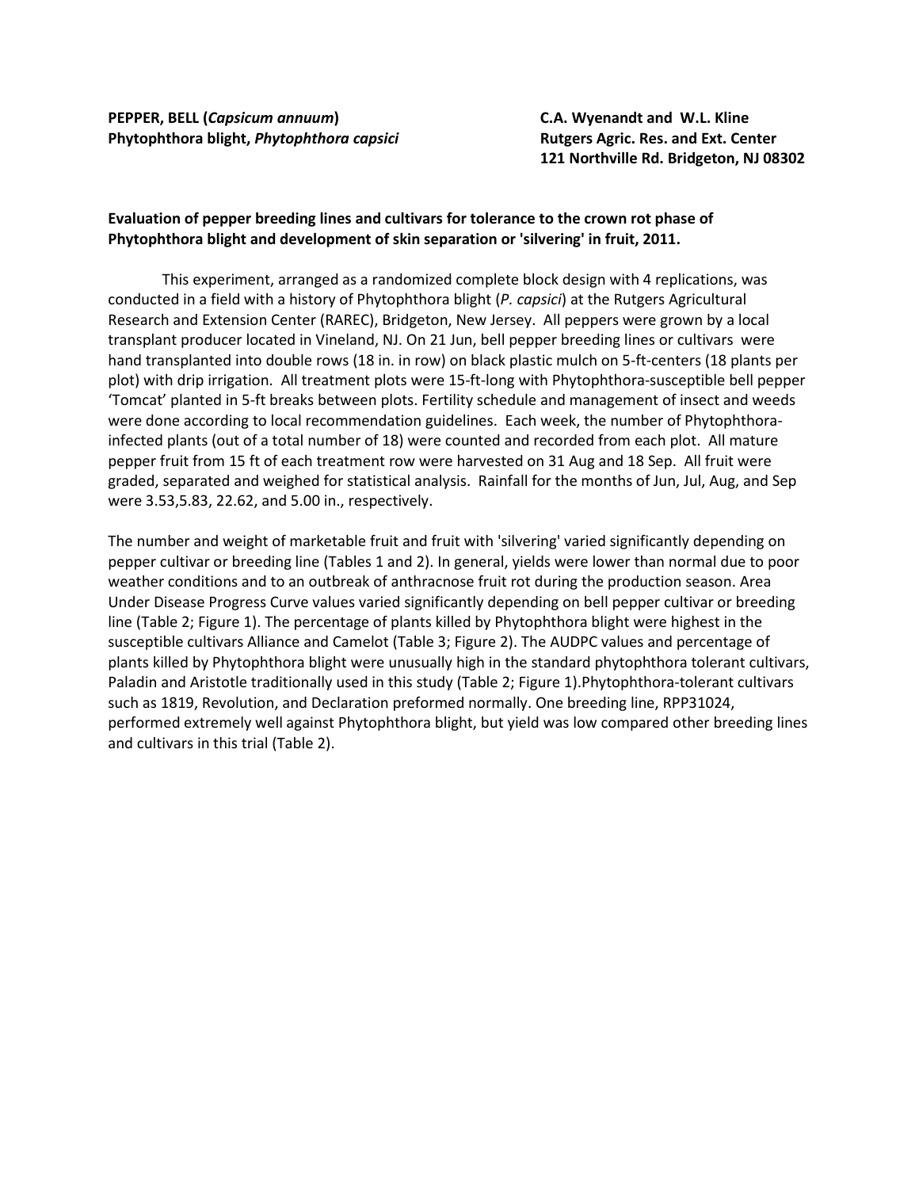**PEPPER, BELL (*Capsicum annuum*)**
**Phytophthora blight, *Phytophthora capsici***

**C.A. Wyenandt and W.L. Kline**
**Rutgers Agric. Res. and Ext. Center**
**121 Northville Rd. Bridgeton, NJ 08302**

**Evaluation of pepper breeding lines and cultivars for tolerance to the crown rot phase of Phytophthora blight and development of skin separation or 'silvering' in fruit, 2011.**

This experiment, arranged as a randomized complete block design with 4 replications, was conducted in a field with a history of Phytophthora blight (*P. capsici*) at the Rutgers Agricultural Research and Extension Center (RAREC), Bridgeton, New Jersey. All peppers were grown by a local transplant producer located in Vineland, NJ. On 21 Jun, bell pepper breeding lines or cultivars were hand transplanted into double rows (18 in. in row) on black plastic mulch on 5-ft-centers (18 plants per plot) with drip irrigation. All treatment plots were 15-ft-long with Phytophthora-susceptible bell pepper 'Tomcat' planted in 5-ft breaks between plots. Fertility schedule and management of insect and weeds were done according to local recommendation guidelines. Each week, the number of Phytophthora-infected plants (out of a total number of 18) were counted and recorded from each plot. All mature pepper fruit from 15 ft of each treatment row were harvested on 31 Aug and 18 Sep. All fruit were graded, separated and weighed for statistical analysis. Rainfall for the months of Jun, Jul, Aug, and Sep were 3.53,5.83, 22.62, and 5.00 in., respectively.

The number and weight of marketable fruit and fruit with 'silvering' varied significantly depending on pepper cultivar or breeding line (Tables 1 and 2). In general, yields were lower than normal due to poor weather conditions and to an outbreak of anthracnose fruit rot during the production season. Area Under Disease Progress Curve values varied significantly depending on bell pepper cultivar or breeding line (Table 2; Figure 1). The percentage of plants killed by Phytophthora blight were highest in the susceptible cultivars Alliance and Camelot (Table 3; Figure 2). The AUDPC values and percentage of plants killed by Phytophthora blight were unusually high in the standard phytophthora tolerant cultivars, Paladin and Aristotle traditionally used in this study (Table 2; Figure 1).Phytophthora-tolerant cultivars such as 1819, Revolution, and Declaration preformed normally. One breeding line, RPP31024, performed extremely well against Phytophthora blight, but yield was low compared other breeding lines and cultivars in this trial (Table 2).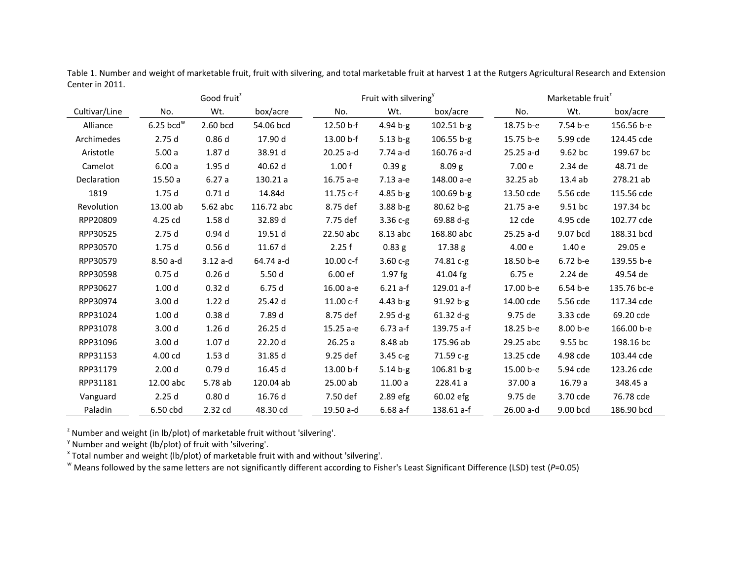Table 1. Number and weight of marketable fruit, fruit with silvering, and total marketable fruit at harvest 1 at the Rutgers Agricultural Research and Extension Center in 2011.

| | Good fruit[z] | | | Fruit with silvering[y] | | | Marketable fruit[z] | | |
|---|---|---|---|---|---|---|---|---|---|
| Cultivar/Line | No. | Wt. | box/acre | No. | Wt. | box/acre | No. | Wt. | box/acre |
| Alliance | 6.25 bcd[w] | 2.60 bcd | 54.06 bcd | 12.50 b-f | 4.94 b-g | 102.51 b-g | 18.75 b-e | 7.54 b-e | 156.56 b-e |
| Archimedes | 2.75 d | 0.86 d | 17.90 d | 13.00 b-f | 5.13 b-g | 106.55 b-g | 15.75 b-e | 5.99 cde | 124.45 cde |
| Aristotle | 5.00 a | 1.87 d | 38.91 d | 20.25 a-d | 7.74 a-d | 160.76 a-d | 25.25 a-d | 9.62 bc | 199.67 bc |
| Camelot | 6.00 a | 1.95 d | 40.62 d | 1.00 f | 0.39 g | 8.09 g | 7.00 e | 2.34 de | 48.71 de |
| Declaration | 15.50 a | 6.27 a | 130.21 a | 16.75 a-e | 7.13 a-e | 148.00 a-e | 32.25 ab | 13.4 ab | 278.21 ab |
| 1819 | 1.75 d | 0.71 d | 14.84d | 11.75 c-f | 4.85 b-g | 100.69 b-g | 13.50 cde | 5.56 cde | 115.56 cde |
| Revolution | 13.00 ab | 5.62 abc | 116.72 abc | 8.75 def | 3.88 b-g | 80.62 b-g | 21.75 a-e | 9.51 bc | 197.34 bc |
| RPP20809 | 4.25 cd | 1.58 d | 32.89 d | 7.75 def | 3.36 c-g | 69.88 d-g | 12 cde | 4.95 cde | 102.77 cde |
| RPP30525 | 2.75 d | 0.94 d | 19.51 d | 22.50 abc | 8.13 abc | 168.80 abc | 25.25 a-d | 9.07 bcd | 188.31 bcd |
| RPP30570 | 1.75 d | 0.56 d | 11.67 d | 2.25 f | 0.83 g | 17.38 g | 4.00 e | 1.40 e | 29.05 e |
| RPP30579 | 8.50 a-d | 3.12 a-d | 64.74 a-d | 10.00 c-f | 3.60 c-g | 74.81 c-g | 18.50 b-e | 6.72 b-e | 139.55 b-e |
| RPP30598 | 0.75 d | 0.26 d | 5.50 d | 6.00 ef | 1.97 fg | 41.04 fg | 6.75 e | 2.24 de | 49.54 de |
| RPP30627 | 1.00 d | 0.32 d | 6.75 d | 16.00 a-e | 6.21 a-f | 129.01 a-f | 17.00 b-e | 6.54 b-e | 135.76 bc-e |
| RPP30974 | 3.00 d | 1.22 d | 25.42 d | 11.00 c-f | 4.43 b-g | 91.92 b-g | 14.00 cde | 5.56 cde | 117.34 cde |
| RPP31024 | 1.00 d | 0.38 d | 7.89 d | 8.75 def | 2.95 d-g | 61.32 d-g | 9.75 de | 3.33 cde | 69.20 cde |
| RPP31078 | 3.00 d | 1.26 d | 26.25 d | 15.25 a-e | 6.73 a-f | 139.75 a-f | 18.25 b-e | 8.00 b-e | 166.00 b-e |
| RPP31096 | 3.00 d | 1.07 d | 22.20 d | 26.25 a | 8.48 ab | 175.96 ab | 29.25 abc | 9.55 bc | 198.16 bc |
| RPP31153 | 4.00 cd | 1.53 d | 31.85 d | 9.25 def | 3.45 c-g | 71.59 c-g | 13.25 cde | 4.98 cde | 103.44 cde |
| RPP31179 | 2.00 d | 0.79 d | 16.45 d | 13.00 b-f | 5.14 b-g | 106.81 b-g | 15.00 b-e | 5.94 cde | 123.26 cde |
| RPP31181 | 12.00 abc | 5.78 ab | 120.04 ab | 25.00 ab | 11.00 a | 228.41 a | 37.00 a | 16.79 a | 348.45 a |
| Vanguard | 2.25 d | 0.80 d | 16.76 d | 7.50 def | 2.89 efg | 60.02 efg | 9.75 de | 3.70 cde | 76.78 cde |
| Paladin | 6.50 cbd | 2.32 cd | 48.30 cd | 19.50 a-d | 6.68 a-f | 138.61 a-f | 26.00 a-d | 9.00 bcd | 186.90 bcd |

[z] Number and weight (in lb/plot) of marketable fruit without 'silvering'.

[y] Number and weight (lb/plot) of fruit with 'silvering'.

[x] Total number and weight (lb/plot) of marketable fruit with and without 'silvering'.

[w] Means followed by the same letters are not significantly different according to Fisher's Least Significant Difference (LSD) test ($P$=0.05)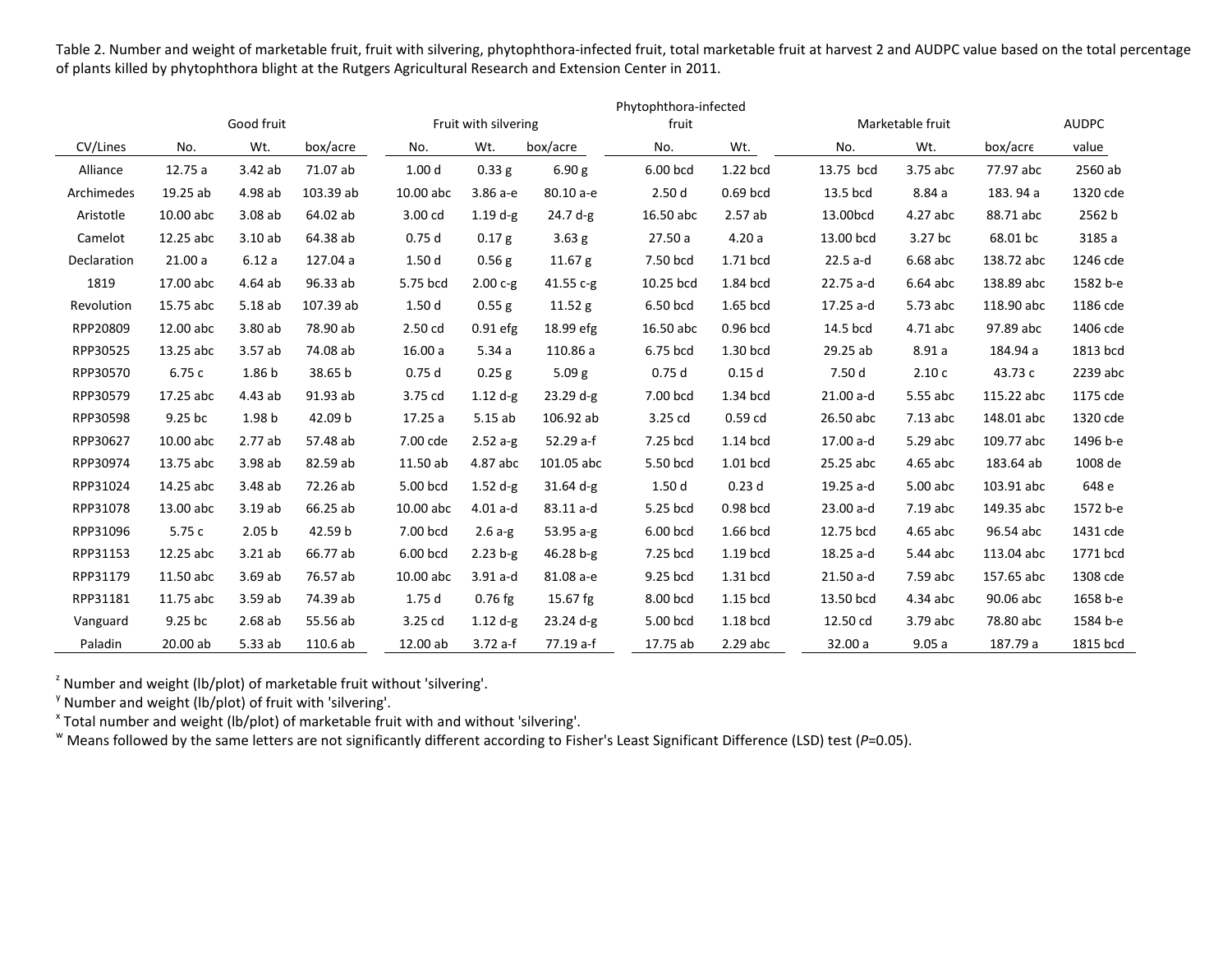Table 2. Number and weight of marketable fruit, fruit with silvering, phytophthora-infected fruit, total marketable fruit at harvest 2 and AUDPC value based on the total percentage of plants killed by phytophthora blight at the Rutgers Agricultural Research and Extension Center in 2011.

| | Good fruit | | | Fruit with silvering | | | Phytophthora-infected fruit | | Marketable fruit | | | AUDPC |
|---|---|---|---|---|---|---|---|---|---|---|---|---|
| CV/Lines | No. | Wt. | box/acre | No. | Wt. | box/acre | No. | Wt. | No. | Wt. | box/acre | value |
| Alliance | 12.75 a | 3.42 ab | 71.07 ab | 1.00 d | 0.33 g | 6.90 g | 6.00 bcd | 1.22 bcd | 13.75 bcd | 3.75 abc | 77.97 abc | 2560 ab |
| Archimedes | 19.25 ab | 4.98 ab | 103.39 ab | 10.00 abc | 3.86 a-e | 80.10 a-e | 2.50 d | 0.69 bcd | 13.5 bcd | 8.84 a | 183. 94 a | 1320 cde |
| Aristotle | 10.00 abc | 3.08 ab | 64.02 ab | 3.00 cd | 1.19 d-g | 24.7 d-g | 16.50 abc | 2.57 ab | 13.00bcd | 4.27 abc | 88.71 abc | 2562 b |
| Camelot | 12.25 abc | 3.10 ab | 64.38 ab | 0.75 d | 0.17 g | 3.63 g | 27.50 a | 4.20 a | 13.00 bcd | 3.27 bc | 68.01 bc | 3185 a |
| Declaration | 21.00 a | 6.12 a | 127.04 a | 1.50 d | 0.56 g | 11.67 g | 7.50 bcd | 1.71 bcd | 22.5 a-d | 6.68 abc | 138.72 abc | 1246 cde |
| 1819 | 17.00 abc | 4.64 ab | 96.33 ab | 5.75 bcd | 2.00 c-g | 41.55 c-g | 10.25 bcd | 1.84 bcd | 22.75 a-d | 6.64 abc | 138.89 abc | 1582 b-e |
| Revolution | 15.75 abc | 5.18 ab | 107.39 ab | 1.50 d | 0.55 g | 11.52 g | 6.50 bcd | 1.65 bcd | 17.25 a-d | 5.73 abc | 118.90 abc | 1186 cde |
| RPP20809 | 12.00 abc | 3.80 ab | 78.90 ab | 2.50 cd | 0.91 efg | 18.99 efg | 16.50 abc | 0.96 bcd | 14.5 bcd | 4.71 abc | 97.89 abc | 1406 cde |
| RPP30525 | 13.25 abc | 3.57 ab | 74.08 ab | 16.00 a | 5.34 a | 110.86 a | 6.75 bcd | 1.30 bcd | 29.25 ab | 8.91 a | 184.94 a | 1813 bcd |
| RPP30570 | 6.75 c | 1.86 b | 38.65 b | 0.75 d | 0.25 g | 5.09 g | 0.75 d | 0.15 d | 7.50 d | 2.10 c | 43.73 c | 2239 abc |
| RPP30579 | 17.25 abc | 4.43 ab | 91.93 ab | 3.75 cd | 1.12 d-g | 23.29 d-g | 7.00 bcd | 1.34 bcd | 21.00 a-d | 5.55 abc | 115.22 abc | 1175 cde |
| RPP30598 | 9.25 bc | 1.98 b | 42.09 b | 17.25 a | 5.15 ab | 106.92 ab | 3.25 cd | 0.59 cd | 26.50 abc | 7.13 abc | 148.01 abc | 1320 cde |
| RPP30627 | 10.00 abc | 2.77 ab | 57.48 ab | 7.00 cde | 2.52 a-g | 52.29 a-f | 7.25 bcd | 1.14 bcd | 17.00 a-d | 5.29 abc | 109.77 abc | 1496 b-e |
| RPP30974 | 13.75 abc | 3.98 ab | 82.59 ab | 11.50 ab | 4.87 abc | 101.05 abc | 5.50 bcd | 1.01 bcd | 25.25 abc | 4.65 abc | 183.64 ab | 1008 de |
| RPP31024 | 14.25 abc | 3.48 ab | 72.26 ab | 5.00 bcd | 1.52 d-g | 31.64 d-g | 1.50 d | 0.23 d | 19.25 a-d | 5.00 abc | 103.91 abc | 648 e |
| RPP31078 | 13.00 abc | 3.19 ab | 66.25 ab | 10.00 abc | 4.01 a-d | 83.11 a-d | 5.25 bcd | 0.98 bcd | 23.00 a-d | 7.19 abc | 149.35 abc | 1572 b-e |
| RPP31096 | 5.75 c | 2.05 b | 42.59 b | 7.00 bcd | 2.6 a-g | 53.95 a-g | 6.00 bcd | 1.66 bcd | 12.75 bcd | 4.65 abc | 96.54 abc | 1431 cde |
| RPP31153 | 12.25 abc | 3.21 ab | 66.77 ab | 6.00 bcd | 2.23 b-g | 46.28 b-g | 7.25 bcd | 1.19 bcd | 18.25 a-d | 5.44 abc | 113.04 abc | 1771 bcd |
| RPP31179 | 11.50 abc | 3.69 ab | 76.57 ab | 10.00 abc | 3.91 a-d | 81.08 a-e | 9.25 bcd | 1.31 bcd | 21.50 a-d | 7.59 abc | 157.65 abc | 1308 cde |
| RPP31181 | 11.75 abc | 3.59 ab | 74.39 ab | 1.75 d | 0.76 fg | 15.67 fg | 8.00 bcd | 1.15 bcd | 13.50 bcd | 4.34 abc | 90.06 abc | 1658 b-e |
| Vanguard | 9.25 bc | 2.68 ab | 55.56 ab | 3.25 cd | 1.12 d-g | 23.24 d-g | 5.00 bcd | 1.18 bcd | 12.50 cd | 3.79 abc | 78.80 abc | 1584 b-e |
| Paladin | 20.00 ab | 5.33 ab | 110.6 ab | 12.00 ab | 3.72 a-f | 77.19 a-f | 17.75 ab | 2.29 abc | 32.00 a | 9.05 a | 187.79 a | 1815 bcd |

[z] Number and weight (lb/plot) of marketable fruit without 'silvering'.

[y] Number and weight (lb/plot) of fruit with 'silvering'.

[x] Total number and weight (lb/plot) of marketable fruit with and without 'silvering'.

[w] Means followed by the same letters are not significantly different according to Fisher's Least Significant Difference (LSD) test ($P$=0.05).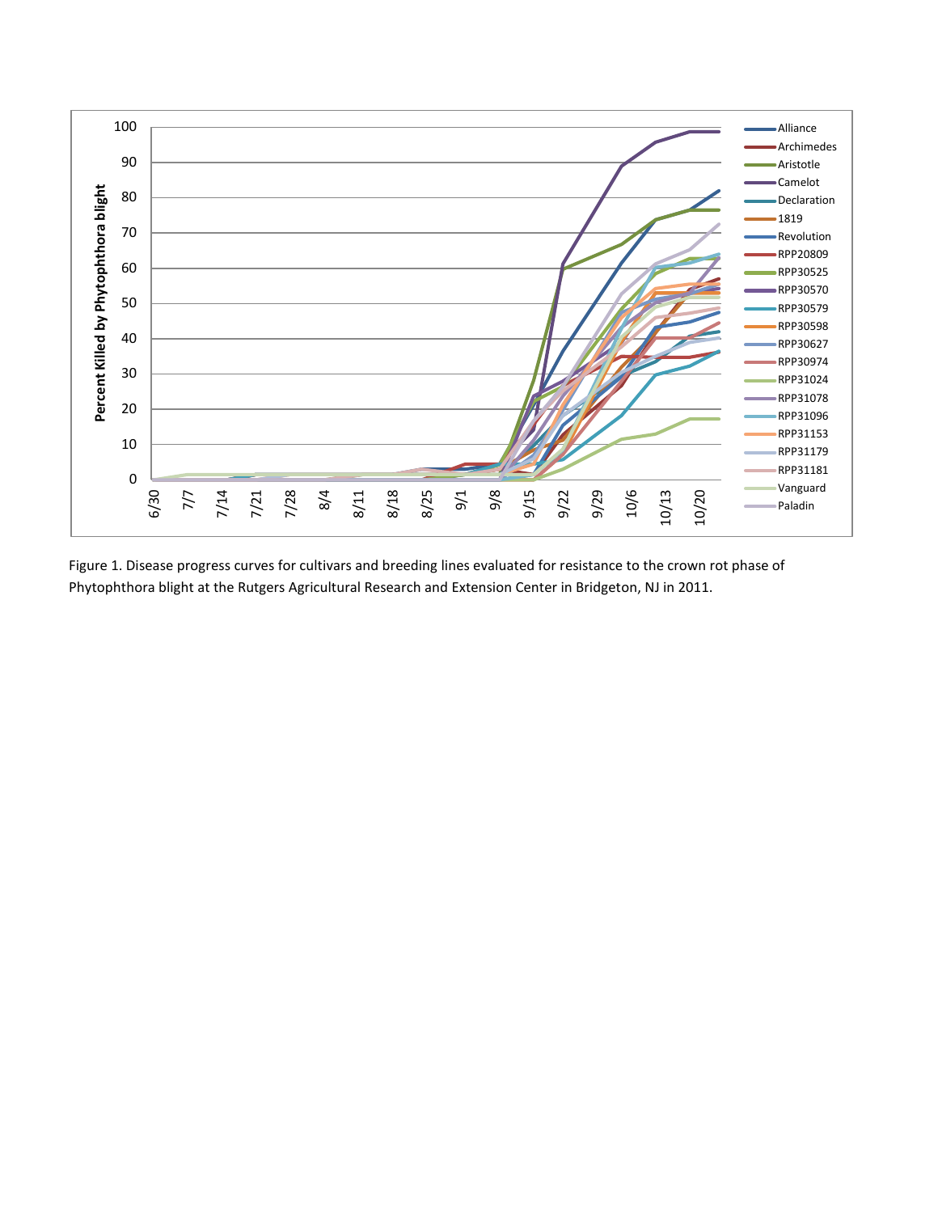Figure 1. Disease progress curves for cultivars and breeding lines evaluated for resistance to the crown rot phase of Phytophthora blight at the Rutgers Agricultural Research and Extension Center in Bridgeton, NJ in 2011.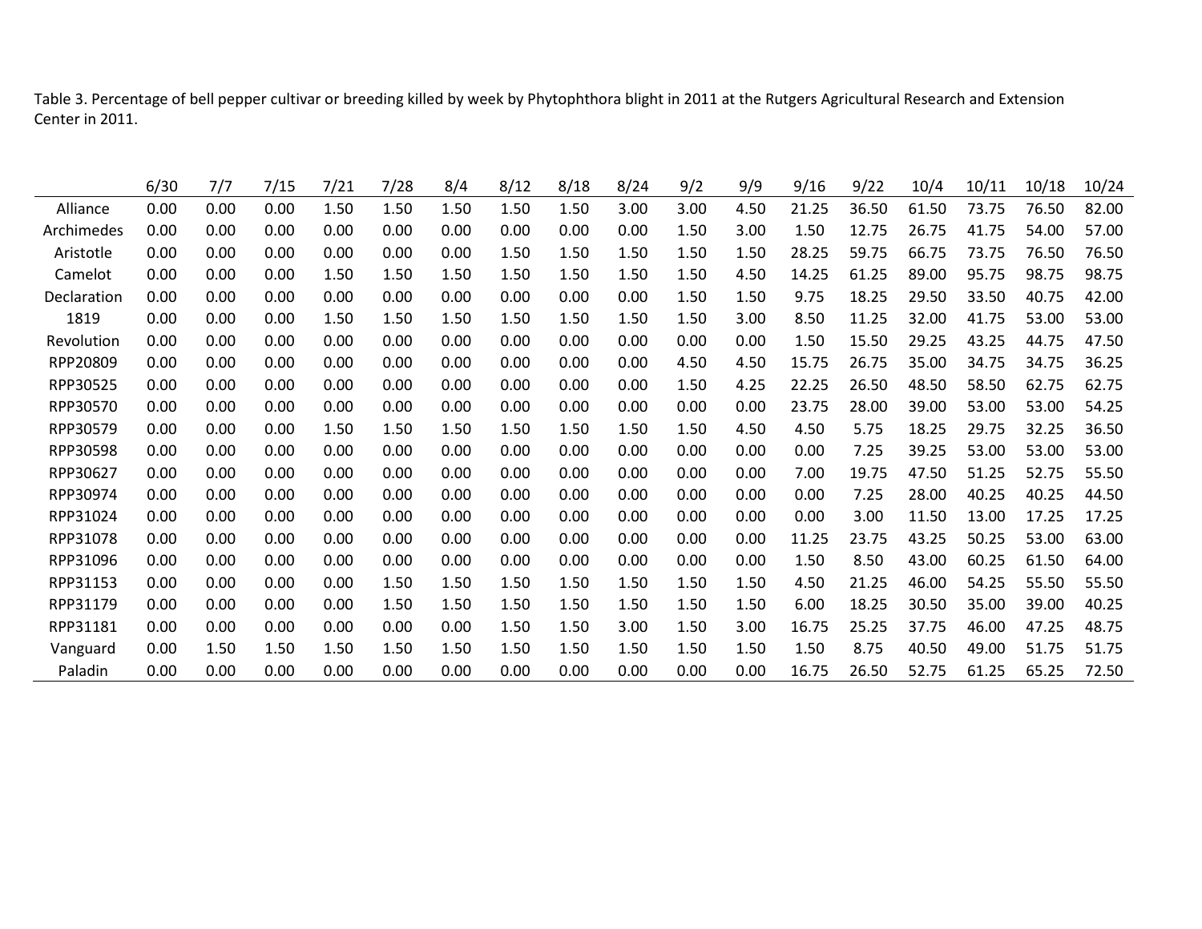Table 3. Percentage of bell pepper cultivar or breeding killed by week by Phytophthora blight in 2011 at the Rutgers Agricultural Research and Extension Center in 2011.

| | 6/30 | 7/7 | 7/15 | 7/21 | 7/28 | 8/4 | 8/12 | 8/18 | 8/24 | 9/2 | 9/9 | 9/16 | 9/22 | 10/4 | 10/11 | 10/18 | 10/24 |
|---|---|---|---|---|---|---|---|---|---|---|---|---|---|---|---|---|---|
| Alliance | 0.00 | 0.00 | 0.00 | 1.50 | 1.50 | 1.50 | 1.50 | 1.50 | 3.00 | 3.00 | 4.50 | 21.25 | 36.50 | 61.50 | 73.75 | 76.50 | 82.00 |
| Archimedes | 0.00 | 0.00 | 0.00 | 0.00 | 0.00 | 0.00 | 0.00 | 0.00 | 0.00 | 1.50 | 3.00 | 1.50 | 12.75 | 26.75 | 41.75 | 54.00 | 57.00 |
| Aristotle | 0.00 | 0.00 | 0.00 | 0.00 | 0.00 | 0.00 | 1.50 | 1.50 | 1.50 | 1.50 | 1.50 | 28.25 | 59.75 | 66.75 | 73.75 | 76.50 | 76.50 |
| Camelot | 0.00 | 0.00 | 0.00 | 1.50 | 1.50 | 1.50 | 1.50 | 1.50 | 1.50 | 1.50 | 4.50 | 14.25 | 61.25 | 89.00 | 95.75 | 98.75 | 98.75 |
| Declaration | 0.00 | 0.00 | 0.00 | 0.00 | 0.00 | 0.00 | 0.00 | 0.00 | 0.00 | 1.50 | 1.50 | 9.75 | 18.25 | 29.50 | 33.50 | 40.75 | 42.00 |
| 1819 | 0.00 | 0.00 | 0.00 | 1.50 | 1.50 | 1.50 | 1.50 | 1.50 | 1.50 | 1.50 | 3.00 | 8.50 | 11.25 | 32.00 | 41.75 | 53.00 | 53.00 |
| Revolution | 0.00 | 0.00 | 0.00 | 0.00 | 0.00 | 0.00 | 0.00 | 0.00 | 0.00 | 0.00 | 0.00 | 1.50 | 15.50 | 29.25 | 43.25 | 44.75 | 47.50 |
| RPP20809 | 0.00 | 0.00 | 0.00 | 0.00 | 0.00 | 0.00 | 0.00 | 0.00 | 0.00 | 4.50 | 4.50 | 15.75 | 26.75 | 35.00 | 34.75 | 34.75 | 36.25 |
| RPP30525 | 0.00 | 0.00 | 0.00 | 0.00 | 0.00 | 0.00 | 0.00 | 0.00 | 0.00 | 1.50 | 4.25 | 22.25 | 26.50 | 48.50 | 58.50 | 62.75 | 62.75 |
| RPP30570 | 0.00 | 0.00 | 0.00 | 0.00 | 0.00 | 0.00 | 0.00 | 0.00 | 0.00 | 0.00 | 0.00 | 23.75 | 28.00 | 39.00 | 53.00 | 53.00 | 54.25 |
| RPP30579 | 0.00 | 0.00 | 0.00 | 1.50 | 1.50 | 1.50 | 1.50 | 1.50 | 1.50 | 1.50 | 4.50 | 4.50 | 5.75 | 18.25 | 29.75 | 32.25 | 36.50 |
| RPP30598 | 0.00 | 0.00 | 0.00 | 0.00 | 0.00 | 0.00 | 0.00 | 0.00 | 0.00 | 0.00 | 0.00 | 0.00 | 7.25 | 39.25 | 53.00 | 53.00 | 53.00 |
| RPP30627 | 0.00 | 0.00 | 0.00 | 0.00 | 0.00 | 0.00 | 0.00 | 0.00 | 0.00 | 0.00 | 0.00 | 7.00 | 19.75 | 47.50 | 51.25 | 52.75 | 55.50 |
| RPP30974 | 0.00 | 0.00 | 0.00 | 0.00 | 0.00 | 0.00 | 0.00 | 0.00 | 0.00 | 0.00 | 0.00 | 0.00 | 7.25 | 28.00 | 40.25 | 40.25 | 44.50 |
| RPP31024 | 0.00 | 0.00 | 0.00 | 0.00 | 0.00 | 0.00 | 0.00 | 0.00 | 0.00 | 0.00 | 0.00 | 0.00 | 3.00 | 11.50 | 13.00 | 17.25 | 17.25 |
| RPP31078 | 0.00 | 0.00 | 0.00 | 0.00 | 0.00 | 0.00 | 0.00 | 0.00 | 0.00 | 0.00 | 0.00 | 11.25 | 23.75 | 43.25 | 50.25 | 53.00 | 63.00 |
| RPP31096 | 0.00 | 0.00 | 0.00 | 0.00 | 0.00 | 0.00 | 0.00 | 0.00 | 0.00 | 0.00 | 0.00 | 1.50 | 8.50 | 43.00 | 60.25 | 61.50 | 64.00 |
| RPP31153 | 0.00 | 0.00 | 0.00 | 0.00 | 1.50 | 1.50 | 1.50 | 1.50 | 1.50 | 1.50 | 1.50 | 4.50 | 21.25 | 46.00 | 54.25 | 55.50 | 55.50 |
| RPP31179 | 0.00 | 0.00 | 0.00 | 0.00 | 1.50 | 1.50 | 1.50 | 1.50 | 1.50 | 1.50 | 1.50 | 6.00 | 18.25 | 30.50 | 35.00 | 39.00 | 40.25 |
| RPP31181 | 0.00 | 0.00 | 0.00 | 0.00 | 0.00 | 0.00 | 1.50 | 1.50 | 3.00 | 1.50 | 3.00 | 16.75 | 25.25 | 37.75 | 46.00 | 47.25 | 48.75 |
| Vanguard | 0.00 | 1.50 | 1.50 | 1.50 | 1.50 | 1.50 | 1.50 | 1.50 | 1.50 | 1.50 | 1.50 | 1.50 | 8.75 | 40.50 | 49.00 | 51.75 | 51.75 |
| Paladin | 0.00 | 0.00 | 0.00 | 0.00 | 0.00 | 0.00 | 0.00 | 0.00 | 0.00 | 0.00 | 0.00 | 16.75 | 26.50 | 52.75 | 61.25 | 65.25 | 72.50 |